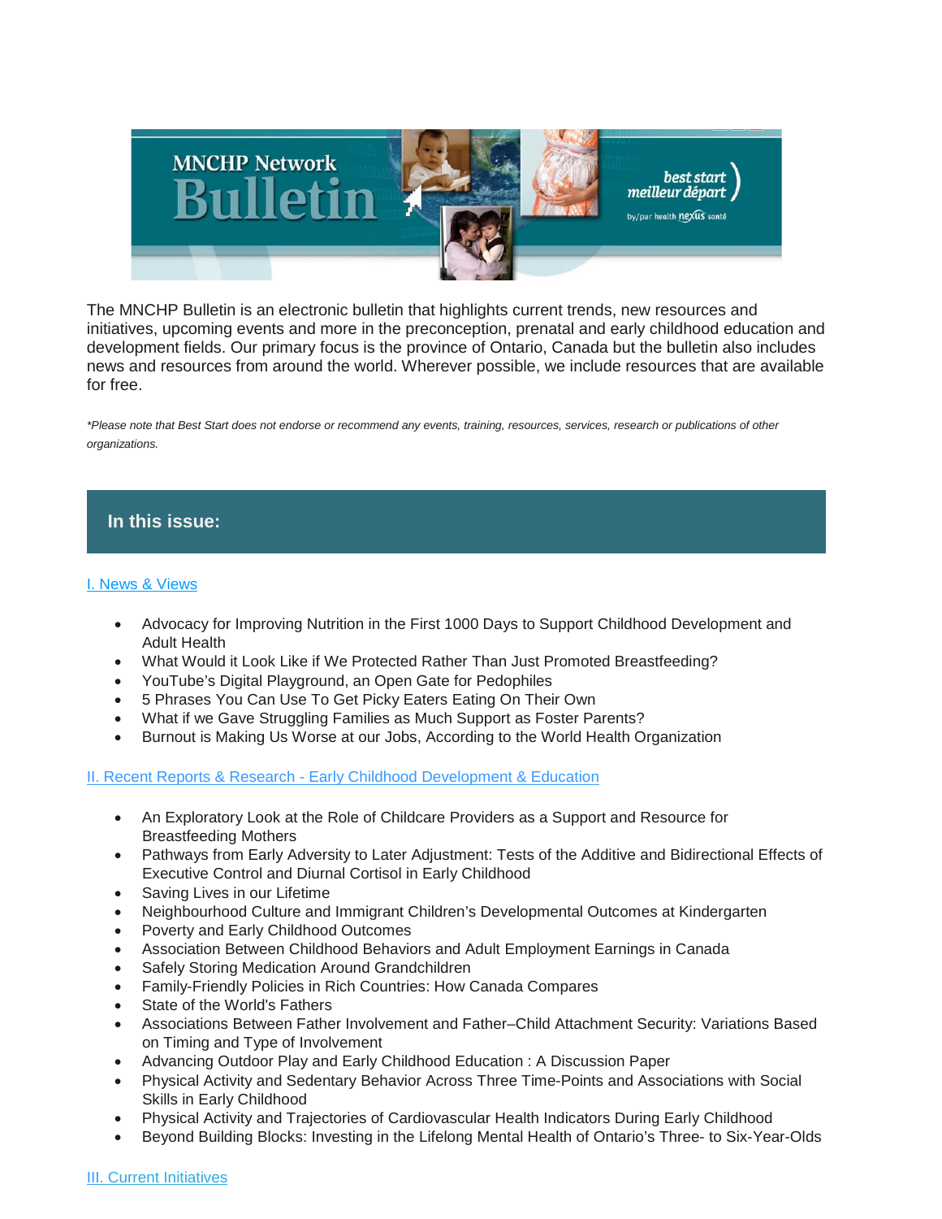The MNCHP Bulletin is an electronic bulletin that highlights current trends, new resources and initiatives, upcoming events and more in the preconception, prenatal and early childhood education and development fields. Our primary focus is the province of Ontario, Canada but the bulletin also includes news and resources from around the world. Wherever possible, we include resources that are available for free.

*\*Please note that Best Start does not endorse or recommend any events, training, resources, services, research or publications of other organizations.*

## In this issue:

I. News & Views

- Advocacy for Improving Nutrition in the First 1000 Days to Support Childhood Development and Adult Health
- What Would it Look Like if We Protected Rather Than Just Promoted Breastfeeding?
- YouTube's Digital Playground, an Open Gate for Pedophiles
- 5 Phrases You Can Use To Get Picky Eaters Eating On Their Own
- What if we Gave Struggling Families as Much Support as Foster Parents?
- Burnout is Making Us Worse at our Jobs, According to the World Health Organization

II. Recent Reports & Research - Early Childhood Development & Education

- An Exploratory Look at the Role of Childcare Providers as a Support and Resource for Breastfeeding Mothers
- Pathways from Early Adversity to Later Adjustment: Tests of the Additive and Bidirectional Effects of Executive Control and Diurnal Cortisol in Early Childhood
- Saving Lives in our Lifetime
- Neighbourhood Culture and Immigrant Children's Developmental Outcomes at Kindergarten
- Poverty and Early Childhood Outcomes
- Association Between Childhood Behaviors and Adult Employment Earnings in Canada
- Safely Storing Medication Around Grandchildren
- Family-Friendly Policies in Rich Countries: How Canada Compares
- State of the World's Fathers
- Associations Between Father Involvement and Father–Child Attachment Security: Variations Based on Timing and Type of Involvement
- Advancing Outdoor Play and Early Childhood Education : A Discussion Paper
- Physical Activity and Sedentary Behavior Across Three Time-Points and Associations with Social Skills in Early Childhood
- Physical Activity and Trajectories of Cardiovascular Health Indicators During Early Childhood
- Beyond Building Blocks: Investing in the Lifelong Mental Health of Ontario's Three- to Six-Year-Olds

III. Current Initiatives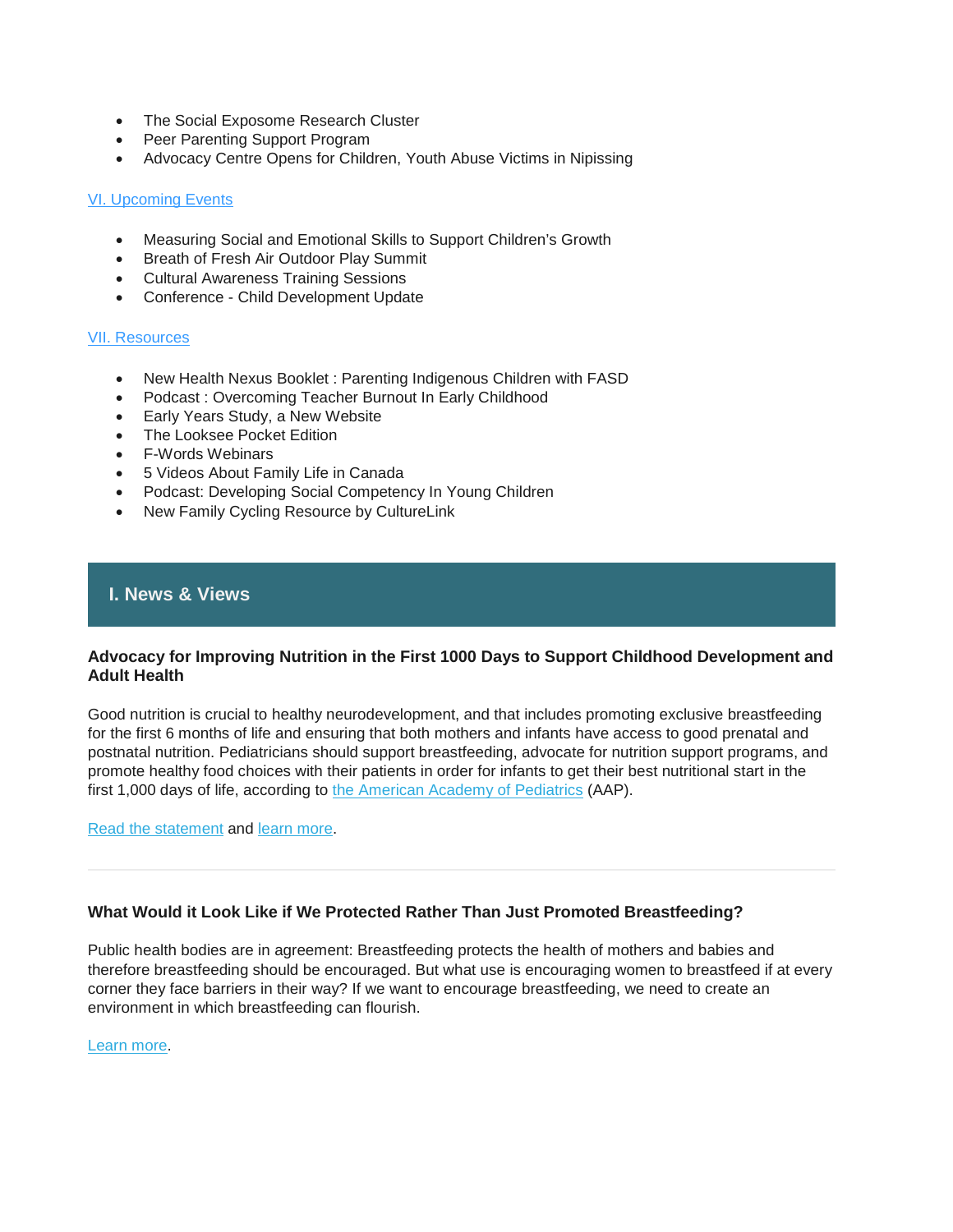- The Social Exposome Research Cluster
- Peer Parenting Support Program
- Advocacy Centre Opens for Children, Youth Abuse Victims in Nipissing

VI. Upcoming Events

- Measuring Social and Emotional Skills to Support Children's Growth
- Breath of Fresh Air Outdoor Play Summit
- Cultural Awareness Training Sessions
- Conference - Child Development Update

VII. Resources

- New Health Nexus Booklet : Parenting Indigenous Children with FASD
- Podcast : Overcoming Teacher Burnout In Early Childhood
- Early Years Study, a New Website
- The Looksee Pocket Edition
- F-Words Webinars
- 5 Videos About Family Life in Canada
- Podcast: Developing Social Competency In Young Children
- New Family Cycling Resource by CultureLink

## I. News & Views

### Advocacy for Improving Nutrition in the First 1000 Days to Support Childhood Development and Adult Health

Good nutrition is crucial to healthy neurodevelopment, and that includes promoting exclusive breastfeeding for the first 6 months of life and ensuring that both mothers and infants have access to good prenatal and postnatal nutrition. Pediatricians should support breastfeeding, advocate for nutrition support programs, and promote healthy food choices with their patients in order for infants to get their best nutritional start in the first 1,000 days of life, according to the American Academy of Pediatrics (AAP).

Read the statement and learn more.

---

### What Would it Look Like if We Protected Rather Than Just Promoted Breastfeeding?

Public health bodies are in agreement: Breastfeeding protects the health of mothers and babies and therefore breastfeeding should be encouraged. But what use is encouraging women to breastfeed if at every corner they face barriers in their way? If we want to encourage breastfeeding, we need to create an environment in which breastfeeding can flourish.

Learn more.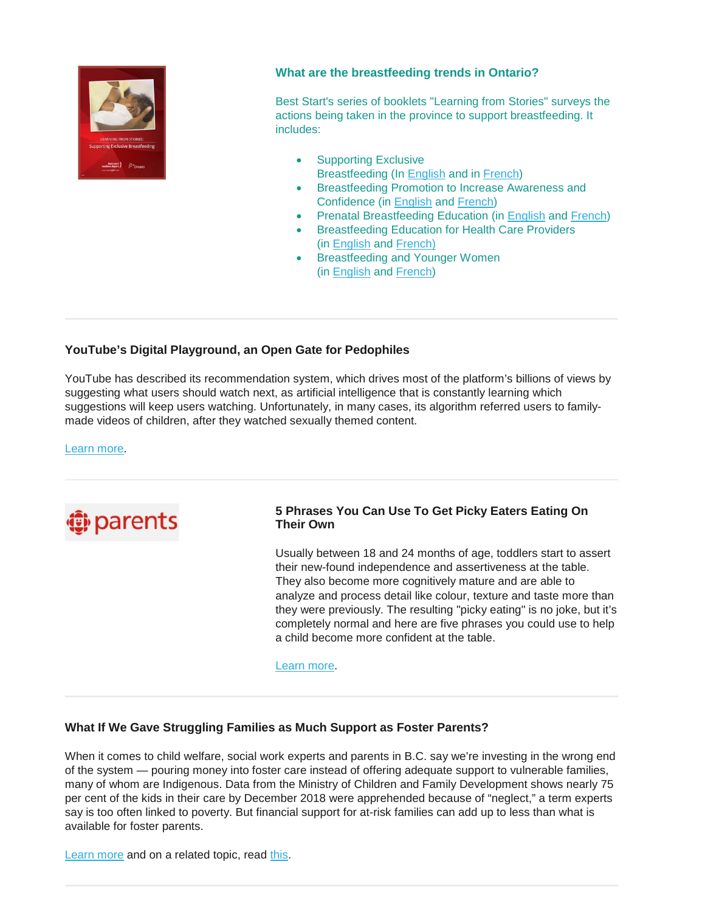### What are the breastfeeding trends in Ontario?

Best Start's series of booklets "Learning from Stories" surveys the actions being taken in the province to support breastfeeding. It includes:

- Supporting Exclusive Breastfeeding (In English and in French)
- Breastfeeding Promotion to Increase Awareness and Confidence (in English and French)
- Prenatal Breastfeeding Education (in English and French)
- Breastfeeding Education for Health Care Providers (in English and French)
- Breastfeeding and Younger Women (in English and French)

---

### YouTube's Digital Playground, an Open Gate for Pedophiles

YouTube has described its recommendation system, which drives most of the platform's billions of views by suggesting what users should watch next, as artificial intelligence that is constantly learning which suggestions will keep users watching. Unfortunately, in many cases, its algorithm referred users to family-made videos of children, after they watched sexually themed content.

Learn more.

---

### 5 Phrases You Can Use To Get Picky Eaters Eating On Their Own

Usually between 18 and 24 months of age, toddlers start to assert their new-found independence and assertiveness at the table. They also become more cognitively mature and are able to analyze and process detail like colour, texture and taste more than they were previously. The resulting "picky eating" is no joke, but it's completely normal and here are five phrases you could use to help a child become more confident at the table.

Learn more.

---

### What If We Gave Struggling Families as Much Support as Foster Parents?

When it comes to child welfare, social work experts and parents in B.C. say we're investing in the wrong end of the system — pouring money into foster care instead of offering adequate support to vulnerable families, many of whom are Indigenous. Data from the Ministry of Children and Family Development shows nearly 75 per cent of the kids in their care by December 2018 were apprehended because of "neglect," a term experts say is too often linked to poverty. But financial support for at-risk families can add up to less than what is available for foster parents.

Learn more and on a related topic, read this.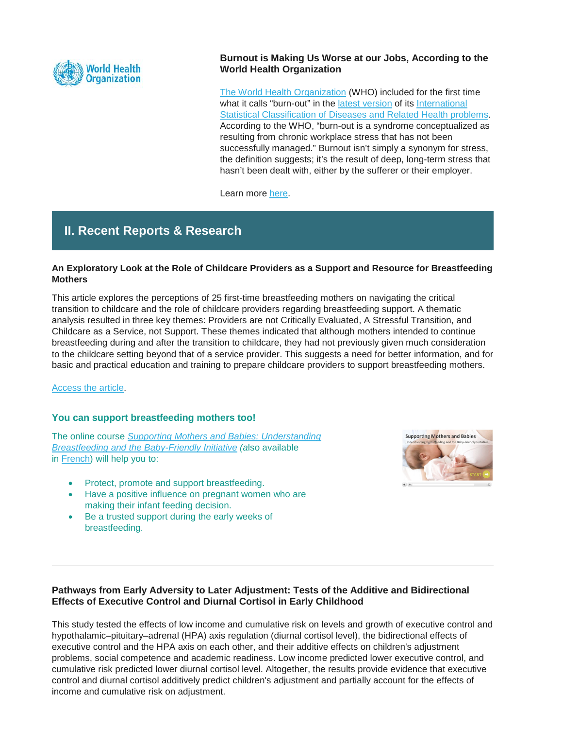**Burnout is Making Us Worse at our Jobs, According to the World Health Organization**

The World Health Organization (WHO) included for the first time what it calls "burn-out" in the latest version of its International Statistical Classification of Diseases and Related Health problems. According to the WHO, "burn-out is a syndrome conceptualized as resulting from chronic workplace stress that has not been successfully managed." Burnout isn't simply a synonym for stress, the definition suggests; it's the result of deep, long-term stress that hasn't been dealt with, either by the sufferer or their employer.

Learn more here.

## II. Recent Reports & Research

**An Exploratory Look at the Role of Childcare Providers as a Support and Resource for Breastfeeding Mothers**

This article explores the perceptions of 25 first-time breastfeeding mothers on navigating the critical transition to childcare and the role of childcare providers regarding breastfeeding support. A thematic analysis resulted in three key themes: Providers are not Critically Evaluated, A Stressful Transition, and Childcare as a Service, not Support. These themes indicated that although mothers intended to continue breastfeeding during and after the transition to childcare, they had not previously given much consideration to the childcare setting beyond that of a service provider. This suggests a need for better information, and for basic and practical education and training to prepare childcare providers to support breastfeeding mothers.

Access the article.

**You can support breastfeeding mothers too!**

The online course *Supporting Mothers and Babies: Understanding Breastfeeding and the Baby-Friendly Initiative* (also available in French) will help you to:

- Protect, promote and support breastfeeding.
- Have a positive influence on pregnant women who are making their infant feeding decision.
- Be a trusted support during the early weeks of breastfeeding.

---

**Pathways from Early Adversity to Later Adjustment: Tests of the Additive and Bidirectional Effects of Executive Control and Diurnal Cortisol in Early Childhood**

This study tested the effects of low income and cumulative risk on levels and growth of executive control and hypothalamic–pituitary–adrenal (HPA) axis regulation (diurnal cortisol level), the bidirectional effects of executive control and the HPA axis on each other, and their additive effects on children's adjustment problems, social competence and academic readiness. Low income predicted lower executive control, and cumulative risk predicted lower diurnal cortisol level. Altogether, the results provide evidence that executive control and diurnal cortisol additively predict children's adjustment and partially account for the effects of income and cumulative risk on adjustment.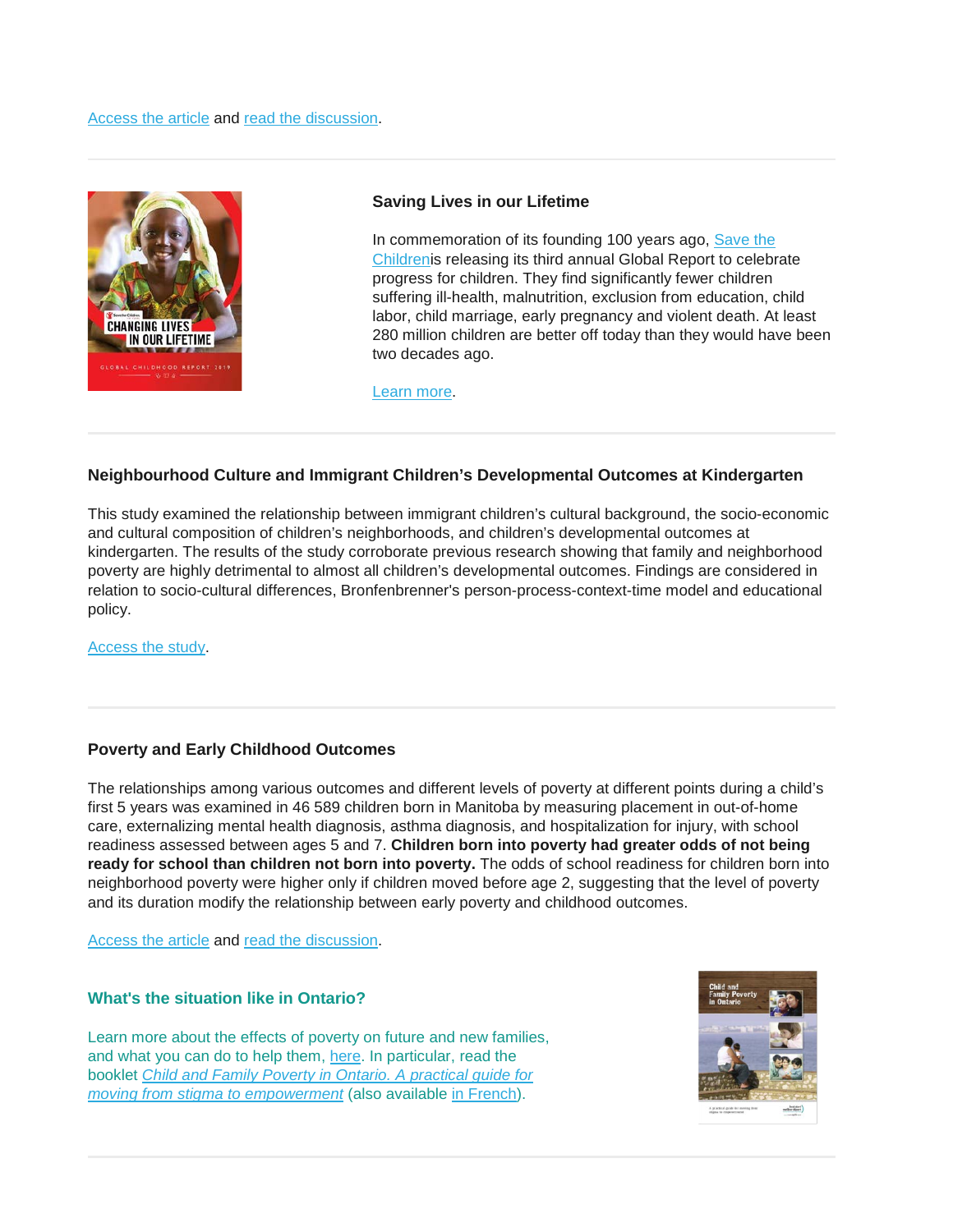Access the article and read the discussion.

---

### Saving Lives in our Lifetime

In commemoration of its founding 100 years ago, Save the Childrenis releasing its third annual Global Report to celebrate progress for children. They find significantly fewer children suffering ill-health, malnutrition, exclusion from education, child labor, child marriage, early pregnancy and violent death. At least 280 million children are better off today than they would have been two decades ago.

Learn more.

---

### Neighbourhood Culture and Immigrant Children's Developmental Outcomes at Kindergarten

This study examined the relationship between immigrant children's cultural background, the socio-economic and cultural composition of children's neighborhoods, and children's developmental outcomes at kindergarten. The results of the study corroborate previous research showing that family and neighborhood poverty are highly detrimental to almost all children's developmental outcomes. Findings are considered in relation to socio-cultural differences, Bronfenbrenner's person-process-context-time model and educational policy.

Access the study.

---

### Poverty and Early Childhood Outcomes

The relationships among various outcomes and different levels of poverty at different points during a child's first 5 years was examined in 46 589 children born in Manitoba by measuring placement in out-of-home care, externalizing mental health diagnosis, asthma diagnosis, and hospitalization for injury, with school readiness assessed between ages 5 and 7. **Children born into poverty had greater odds of not being ready for school than children not born into poverty.** The odds of school readiness for children born into neighborhood poverty were higher only if children moved before age 2, suggesting that the level of poverty and its duration modify the relationship between early poverty and childhood outcomes.

Access the article and read the discussion.

### What's the situation like in Ontario?

Learn more about the effects of poverty on future and new families, and what you can do to help them, here. In particular, read the booklet *Child and Family Poverty in Ontario. A practical guide for moving from stigma to empowerment* (also available in French).

---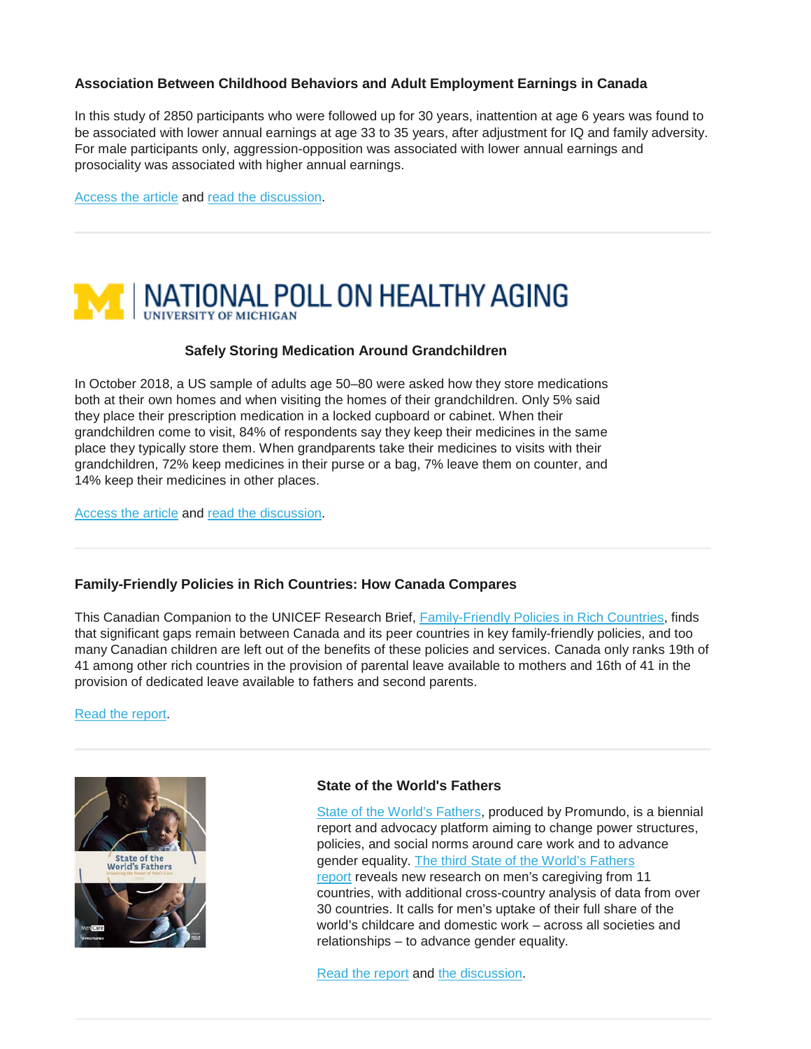### Association Between Childhood Behaviors and Adult Employment Earnings in Canada

In this study of 2850 participants who were followed up for 30 years, inattention at age 6 years was found to be associated with lower annual earnings at age 33 to 35 years, after adjustment for IQ and family adversity. For male participants only, aggression-opposition was associated with lower annual earnings and prosociality was associated with higher annual earnings.

Access the article and read the discussion.

---

NATIONAL POLL ON HEALTHY AGING
UNIVERSITY OF MICHIGAN

### Safely Storing Medication Around Grandchildren

In October 2018, a US sample of adults age 50–80 were asked how they store medications both at their own homes and when visiting the homes of their grandchildren. Only 5% said they place their prescription medication in a locked cupboard or cabinet. When their grandchildren come to visit, 84% of respondents say they keep their medicines in the same place they typically store them. When grandparents take their medicines to visits with their grandchildren, 72% keep medicines in their purse or a bag, 7% leave them on counter, and 14% keep their medicines in other places.

Access the article and read the discussion.

---

### Family-Friendly Policies in Rich Countries: How Canada Compares

This Canadian Companion to the UNICEF Research Brief, Family-Friendly Policies in Rich Countries, finds that significant gaps remain between Canada and its peer countries in key family-friendly policies, and too many Canadian children are left out of the benefits of these policies and services. Canada only ranks 19th of 41 among other rich countries in the provision of parental leave available to mothers and 16th of 41 in the provision of dedicated leave available to fathers and second parents.

Read the report.

---

### State of the World's Fathers

State of the World's Fathers, produced by Promundo, is a biennial report and advocacy platform aiming to change power structures, policies, and social norms around care work and to advance gender equality. The third State of the World's Fathers report reveals new research on men's caregiving from 11 countries, with additional cross-country analysis of data from over 30 countries. It calls for men's uptake of their full share of the world's childcare and domestic work – across all societies and relationships – to advance gender equality.

Read the report and the discussion.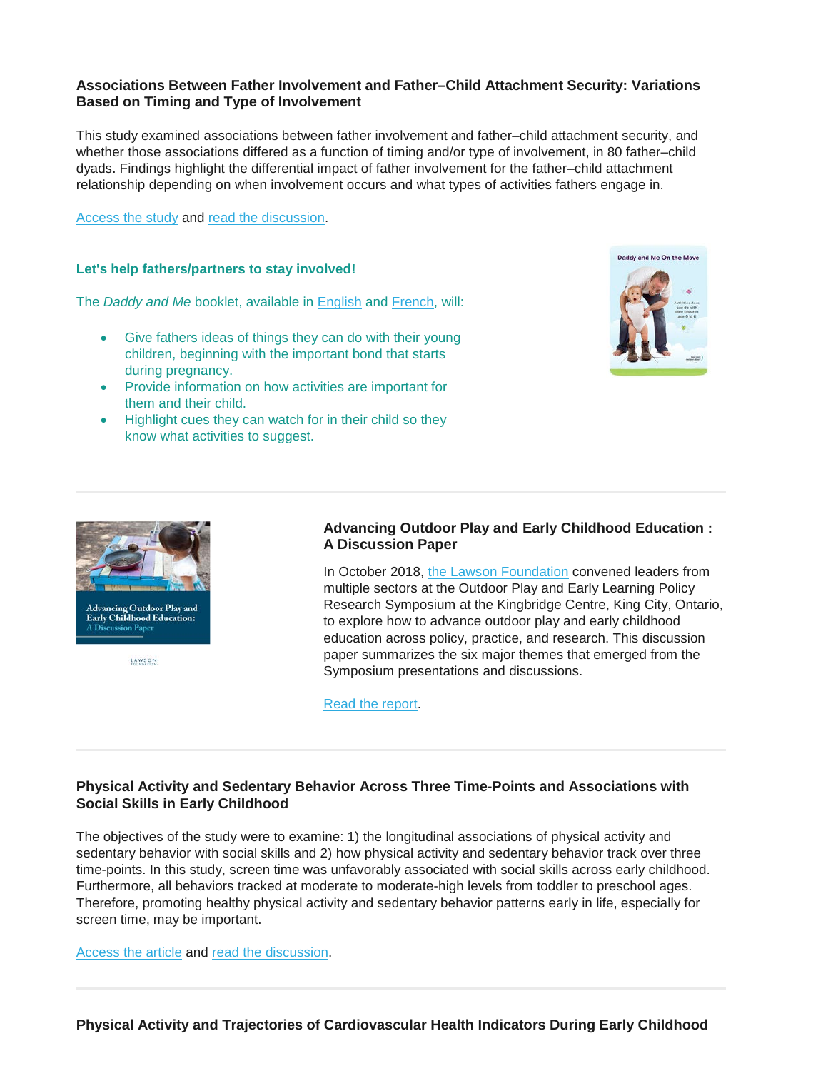### Associations Between Father Involvement and Father–Child Attachment Security: Variations Based on Timing and Type of Involvement

This study examined associations between father involvement and father–child attachment security, and whether those associations differed as a function of timing and/or type of involvement, in 80 father–child dyads. Findings highlight the differential impact of father involvement for the father–child attachment relationship depending on when involvement occurs and what types of activities fathers engage in.

Access the study and read the discussion.

**Let's help fathers/partners to stay involved!**

The *Daddy and Me* booklet, available in English and French, will:

- Give fathers ideas of things they can do with their young children, beginning with the important bond that starts during pregnancy.
- Provide information on how activities are important for them and their child.
- Highlight cues they can watch for in their child so they know what activities to suggest.

---

### Advancing Outdoor Play and Early Childhood Education : A Discussion Paper

In October 2018, the Lawson Foundation convened leaders from multiple sectors at the Outdoor Play and Early Learning Policy Research Symposium at the Kingbridge Centre, King City, Ontario, to explore how to advance outdoor play and early childhood education across policy, practice, and research. This discussion paper summarizes the six major themes that emerged from the Symposium presentations and discussions.

Read the report.

---

### Physical Activity and Sedentary Behavior Across Three Time-Points and Associations with Social Skills in Early Childhood

The objectives of the study were to examine: 1) the longitudinal associations of physical activity and sedentary behavior with social skills and 2) how physical activity and sedentary behavior track over three time-points. In this study, screen time was unfavorably associated with social skills across early childhood. Furthermore, all behaviors tracked at moderate to moderate-high levels from toddler to preschool ages. Therefore, promoting healthy physical activity and sedentary behavior patterns early in life, especially for screen time, may be important.

Access the article and read the discussion.

---

### Physical Activity and Trajectories of Cardiovascular Health Indicators During Early Childhood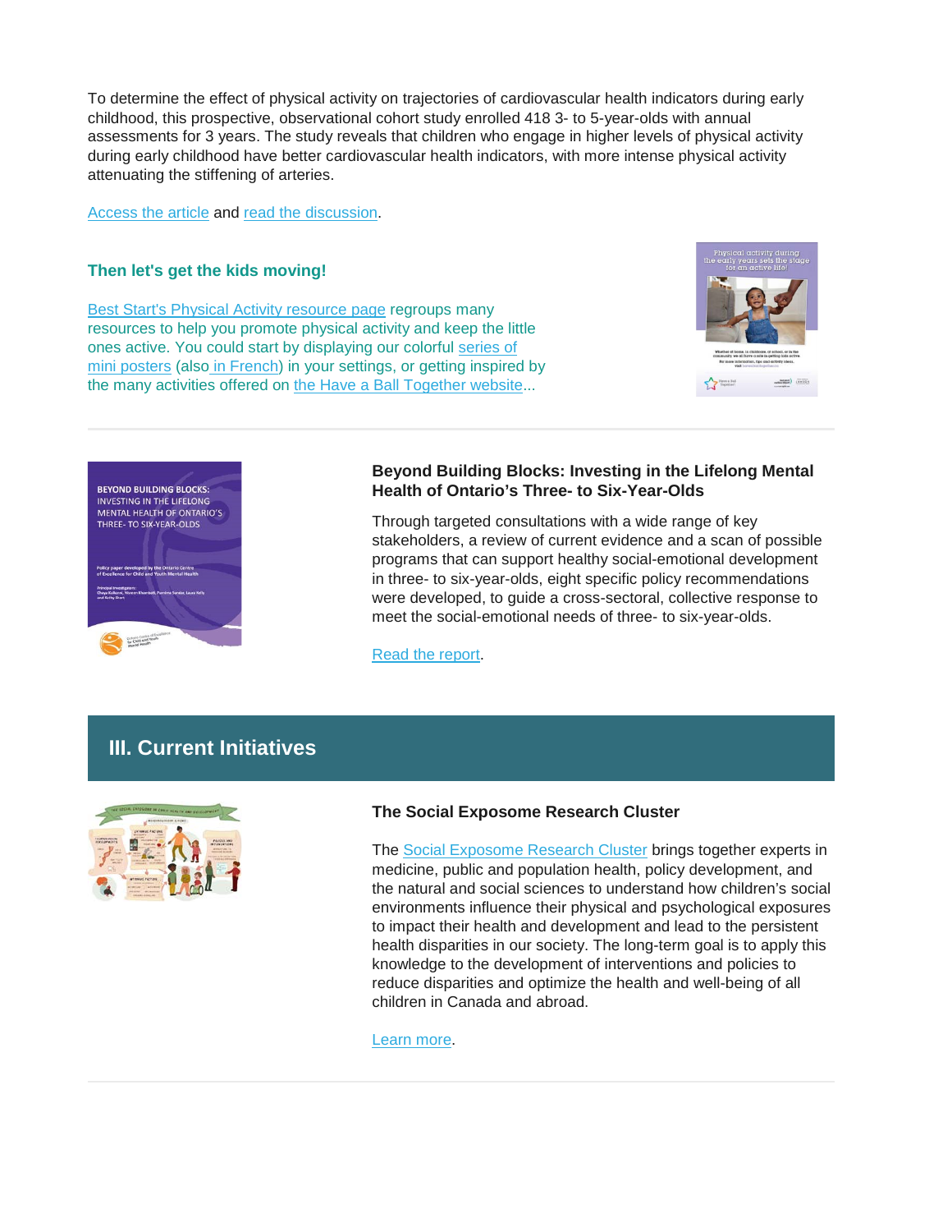To determine the effect of physical activity on trajectories of cardiovascular health indicators during early childhood, this prospective, observational cohort study enrolled 418 3- to 5-year-olds with annual assessments for 3 years. The study reveals that children who engage in higher levels of physical activity during early childhood have better cardiovascular health indicators, with more intense physical activity attenuating the stiffening of arteries.

Access the article and read the discussion.

### Then let's get the kids moving!

Best Start's Physical Activity resource page regroups many resources to help you promote physical activity and keep the little ones active. You could start by displaying our colorful series of mini posters (also in French) in your settings, or getting inspired by the many activities offered on the Have a Ball Together website...

---

### Beyond Building Blocks: Investing in the Lifelong Mental Health of Ontario's Three- to Six-Year-Olds

Through targeted consultations with a wide range of key stakeholders, a review of current evidence and a scan of possible programs that can support healthy social-emotional development in three- to six-year-olds, eight specific policy recommendations were developed, to guide a cross-sectoral, collective response to meet the social-emotional needs of three- to six-year-olds.

Read the report.

## III. Current Initiatives

### The Social Exposome Research Cluster

The Social Exposome Research Cluster brings together experts in medicine, public and population health, policy development, and the natural and social sciences to understand how children's social environments influence their physical and psychological exposures to impact their health and development and lead to the persistent health disparities in our society. The long-term goal is to apply this knowledge to the development of interventions and policies to reduce disparities and optimize the health and well-being of all children in Canada and abroad.

Learn more.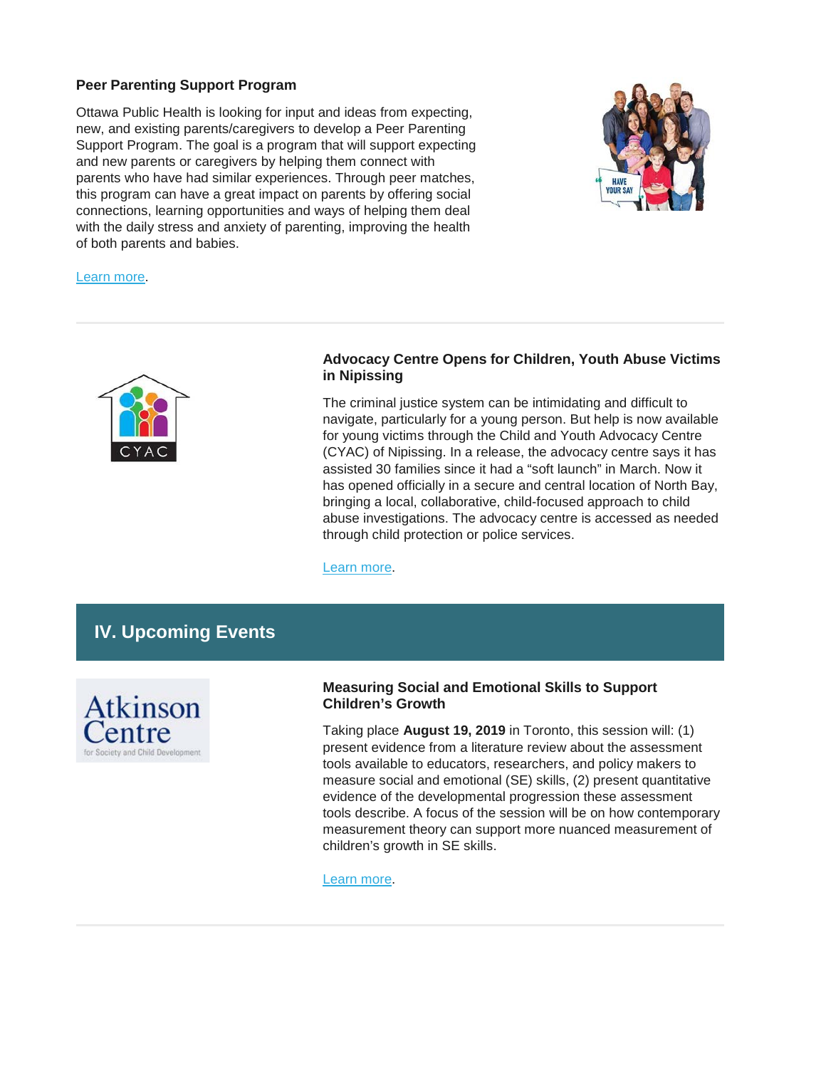### Peer Parenting Support Program

Ottawa Public Health is looking for input and ideas from expecting, new, and existing parents/caregivers to develop a Peer Parenting Support Program. The goal is a program that will support expecting and new parents or caregivers by helping them connect with parents who have had similar experiences. Through peer matches, this program can have a great impact on parents by offering social connections, learning opportunities and ways of helping them deal with the daily stress and anxiety of parenting, improving the health of both parents and babies.

Learn more.

---

### Advocacy Centre Opens for Children, Youth Abuse Victims in Nipissing

The criminal justice system can be intimidating and difficult to navigate, particularly for a young person. But help is now available for young victims through the Child and Youth Advocacy Centre (CYAC) of Nipissing. In a release, the advocacy centre says it has assisted 30 families since it had a "soft launch" in March. Now it has opened officially in a secure and central location of North Bay, bringing a local, collaborative, child-focused approach to child abuse investigations. The advocacy centre is accessed as needed through child protection or police services.

Learn more.

## IV. Upcoming Events

### Measuring Social and Emotional Skills to Support Children's Growth

Taking place **August 19, 2019** in Toronto, this session will: (1) present evidence from a literature review about the assessment tools available to educators, researchers, and policy makers to measure social and emotional (SE) skills, (2) present quantitative evidence of the developmental progression these assessment tools describe. A focus of the session will be on how contemporary measurement theory can support more nuanced measurement of children's growth in SE skills.

Learn more.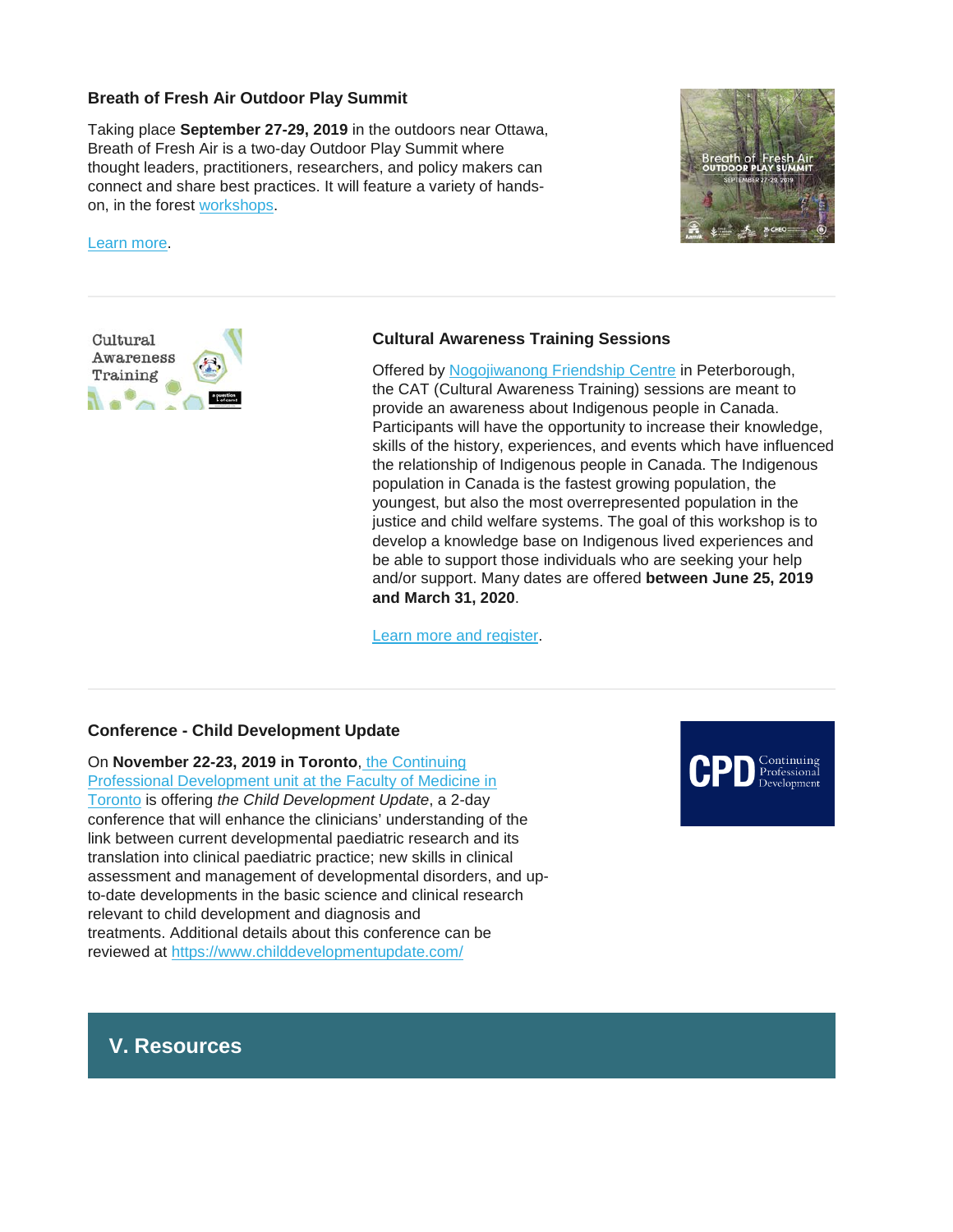### Breath of Fresh Air Outdoor Play Summit

Taking place **September 27-29, 2019** in the outdoors near Ottawa, Breath of Fresh Air is a two-day Outdoor Play Summit where thought leaders, practitioners, researchers, and policy makers can connect and share best practices. It will feature a variety of hands-on, in the forest workshops.

Learn more.

---

### Cultural Awareness Training Sessions

Offered by Nogojiwanong Friendship Centre in Peterborough, the CAT (Cultural Awareness Training) sessions are meant to provide an awareness about Indigenous people in Canada. Participants will have the opportunity to increase their knowledge, skills of the history, experiences, and events which have influenced the relationship of Indigenous people in Canada. The Indigenous population in Canada is the fastest growing population, the youngest, but also the most overrepresented population in the justice and child welfare systems. The goal of this workshop is to develop a knowledge base on Indigenous lived experiences and be able to support those individuals who are seeking your help and/or support. Many dates are offered **between June 25, 2019 and March 31, 2020**.

Learn more and register.

---

### Conference - Child Development Update

On **November 22-23, 2019 in Toronto**, the Continuing Professional Development unit at the Faculty of Medicine in Toronto is offering *the Child Development Update*, a 2-day conference that will enhance the clinicians' understanding of the link between current developmental paediatric research and its translation into clinical paediatric practice; new skills in clinical assessment and management of developmental disorders, and up-to-date developments in the basic science and clinical research relevant to child development and diagnosis and treatments. Additional details about this conference can be reviewed at https://www.childdevelopmentupdate.com/

## V. Resources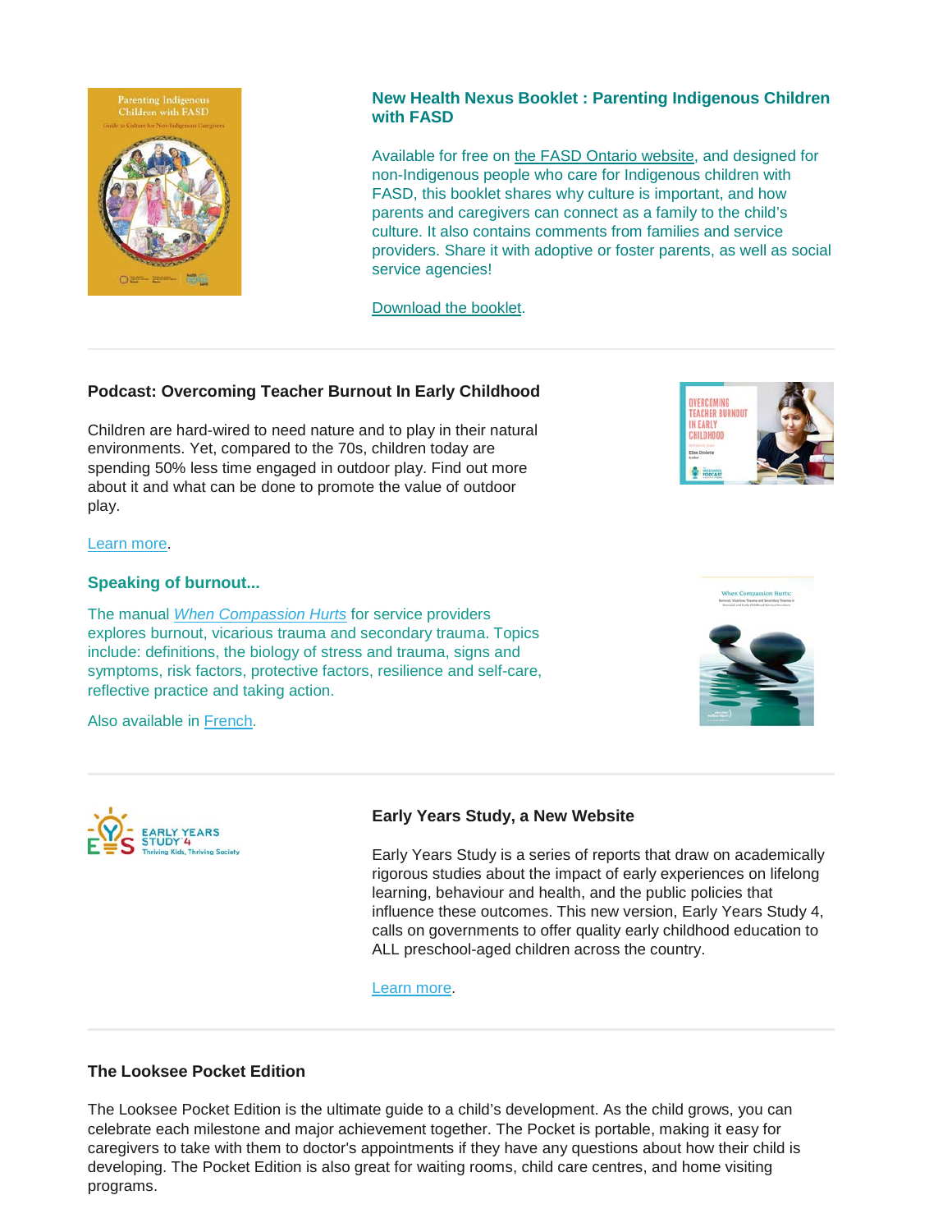### New Health Nexus Booklet : Parenting Indigenous Children with FASD

Available for free on the FASD Ontario website, and designed for non-Indigenous people who care for Indigenous children with FASD, this booklet shares why culture is important, and how parents and caregivers can connect as a family to the child's culture. It also contains comments from families and service providers. Share it with adoptive or foster parents, as well as social service agencies!

Download the booklet.

---

### Podcast: Overcoming Teacher Burnout In Early Childhood

Children are hard-wired to need nature and to play in their natural environments. Yet, compared to the 70s, children today are spending 50% less time engaged in outdoor play. Find out more about it and what can be done to promote the value of outdoor play.

Learn more.

### Speaking of burnout...

The manual *When Compassion Hurts* for service providers explores burnout, vicarious trauma and secondary trauma. Topics include: definitions, the biology of stress and trauma, signs and symptoms, risk factors, protective factors, resilience and self-care, reflective practice and taking action.

Also available in French.

---

### Early Years Study, a New Website

Early Years Study is a series of reports that draw on academically rigorous studies about the impact of early experiences on lifelong learning, behaviour and health, and the public policies that influence these outcomes. This new version, Early Years Study 4, calls on governments to offer quality early childhood education to ALL preschool-aged children across the country.

Learn more.

---

### The Looksee Pocket Edition

The Looksee Pocket Edition is the ultimate guide to a child's development. As the child grows, you can celebrate each milestone and major achievement together. The Pocket is portable, making it easy for caregivers to take with them to doctor's appointments if they have any questions about how their child is developing. The Pocket Edition is also great for waiting rooms, child care centres, and home visiting programs.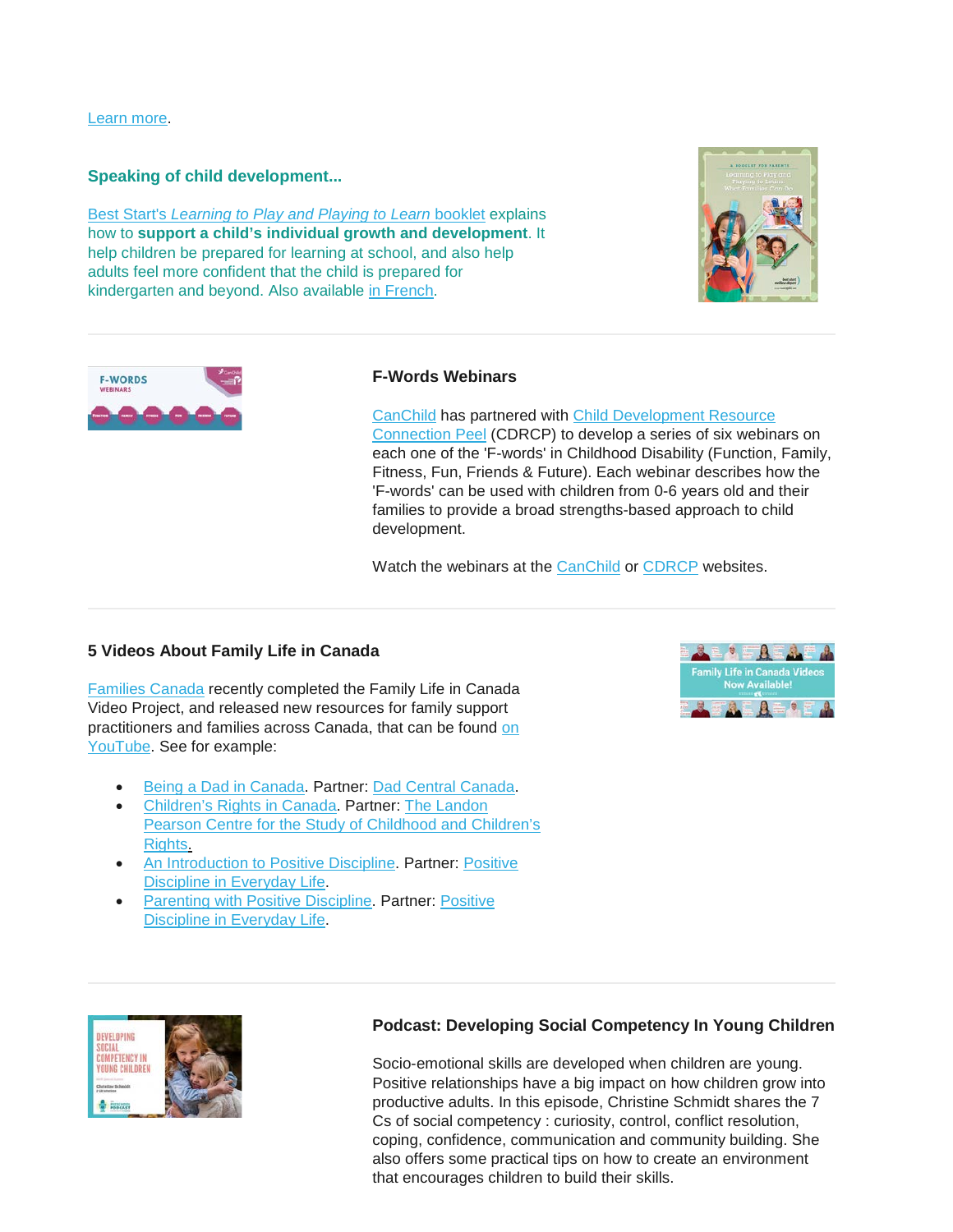Learn more.

### Speaking of child development...

Best Start's *Learning to Play and Playing to Learn* booklet explains how to **support a child's individual growth and development**. It help children be prepared for learning at school, and also help adults feel more confident that the child is prepared for kindergarten and beyond. Also available in French.

---

### F-Words Webinars

CanChild has partnered with Child Development Resource Connection Peel (CDRCP) to develop a series of six webinars on each one of the 'F-words' in Childhood Disability (Function, Family, Fitness, Fun, Friends & Future). Each webinar describes how the 'F-words' can be used with children from 0-6 years old and their families to provide a broad strengths-based approach to child development.

Watch the webinars at the CanChild or CDRCP websites.

---

### 5 Videos About Family Life in Canada

Families Canada recently completed the Family Life in Canada Video Project, and released new resources for family support practitioners and families across Canada, that can be found on YouTube. See for example:

- Being a Dad in Canada. Partner: Dad Central Canada.
- Children's Rights in Canada. Partner: The Landon Pearson Centre for the Study of Childhood and Children's Rights.
- An Introduction to Positive Discipline. Partner: Positive Discipline in Everyday Life.
- Parenting with Positive Discipline. Partner: Positive Discipline in Everyday Life.

---

### Podcast: Developing Social Competency In Young Children

Socio-emotional skills are developed when children are young. Positive relationships have a big impact on how children grow into productive adults. In this episode, Christine Schmidt shares the 7 Cs of social competency : curiosity, control, conflict resolution, coping, confidence, communication and community building. She also offers some practical tips on how to create an environment that encourages children to build their skills.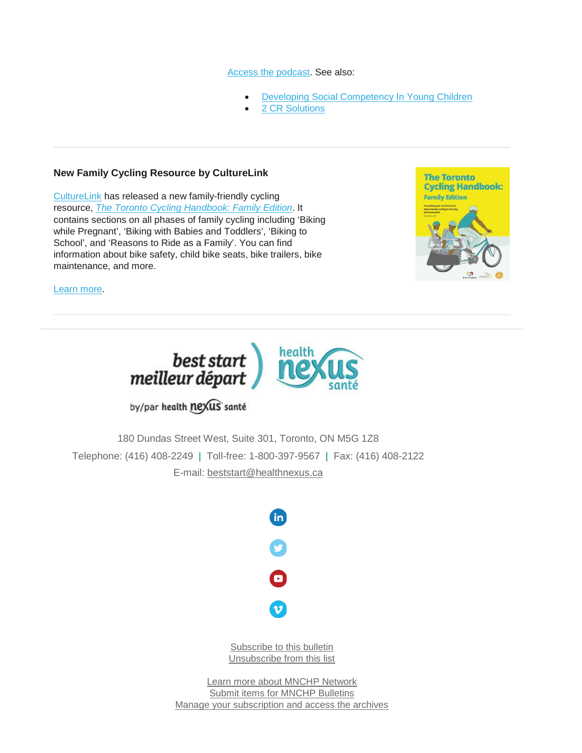Access the podcast. See also:

- Developing Social Competency In Young Children
- 2 CR Solutions

---

**New Family Cycling Resource by CultureLink**

CultureLink has released a new family-friendly cycling resource, *The Toronto Cycling Handbook: Family Edition*. It contains sections on all phases of family cycling including ‘Biking while Pregnant’, ‘Biking with Babies and Toddlers’, ‘Biking to School’, and ‘Reasons to Ride as a Family’. You can find information about bike safety, child bike seats, bike trailers, bike maintenance, and more.

Learn more.

---

180 Dundas Street West, Suite 301, Toronto, ON M5G 1Z8

Telephone: (416) 408-2249 | Toll-free: 1-800-397-9567 | Fax: (416) 408-2122

E-mail: beststart@healthnexus.ca

Subscribe to this bulletin
Unsubscribe from this list

Learn more about MNCHP Network
Submit items for MNCHP Bulletins
Manage your subscription and access the archives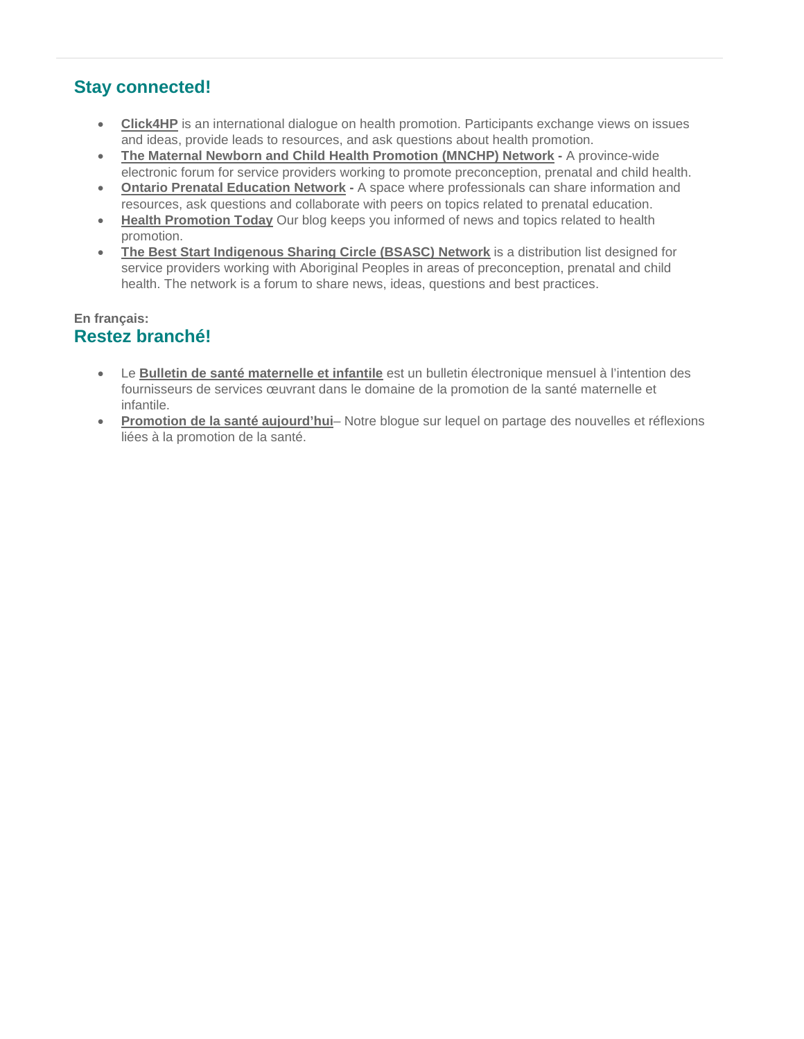## Stay connected!

- **Click4HP** is an international dialogue on health promotion. Participants exchange views on issues and ideas, provide leads to resources, and ask questions about health promotion.
- **The Maternal Newborn and Child Health Promotion (MNCHP) Network -** A province-wide electronic forum for service providers working to promote preconception, prenatal and child health.
- **Ontario Prenatal Education Network -** A space where professionals can share information and resources, ask questions and collaborate with peers on topics related to prenatal education.
- **Health Promotion Today** Our blog keeps you informed of news and topics related to health promotion.
- **The Best Start Indigenous Sharing Circle (BSASC) Network** is a distribution list designed for service providers working with Aboriginal Peoples in areas of preconception, prenatal and child health. The network is a forum to share news, ideas, questions and best practices.

**En français:**

## Restez branché!

- Le **Bulletin de santé maternelle et infantile** est un bulletin électronique mensuel à l'intention des fournisseurs de services œuvrant dans le domaine de la promotion de la santé maternelle et infantile.
- **Promotion de la santé aujourd'hui**– Notre blogue sur lequel on partage des nouvelles et réflexions liées à la promotion de la santé.